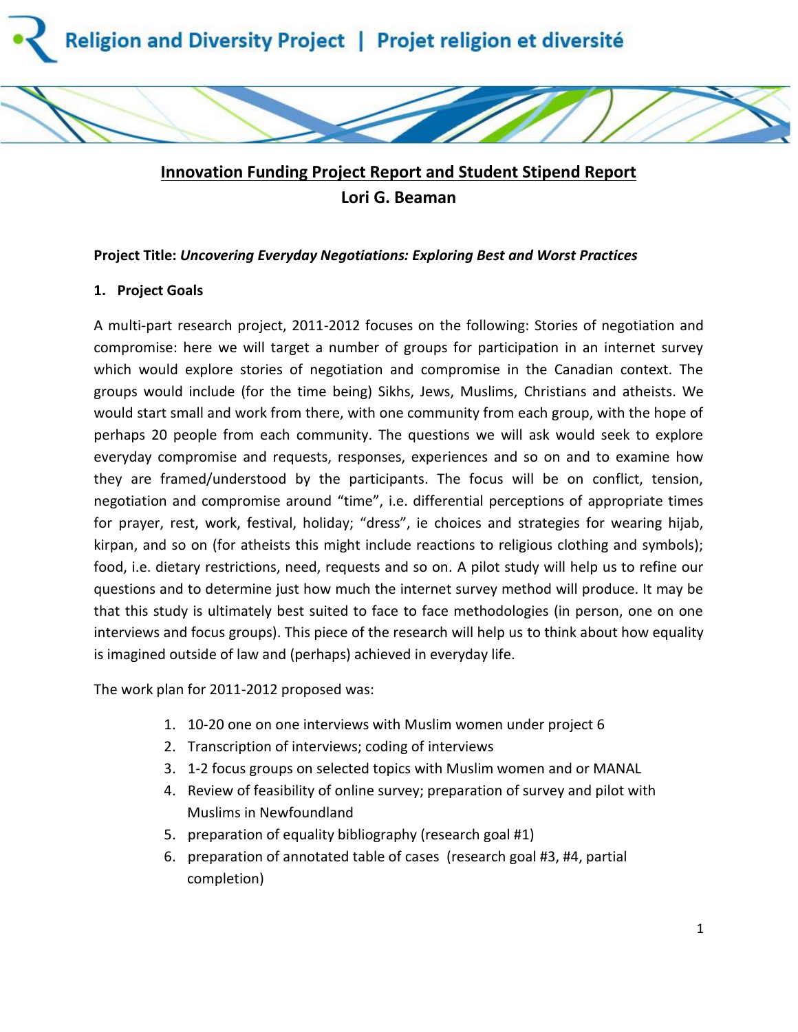Religion and Diversity Project | Projet religion et diversité

# Innovation Funding Project Report and Student Stipend Report

**Lori G. Beaman**

**Project Title:** ***Uncovering Everyday Negotiations: Exploring Best and Worst Practices***

## 1. Project Goals

A multi-part research project, 2011-2012 focuses on the following: Stories of negotiation and compromise: here we will target a number of groups for participation in an internet survey which would explore stories of negotiation and compromise in the Canadian context. The groups would include (for the time being) Sikhs, Jews, Muslims, Christians and atheists. We would start small and work from there, with one community from each group, with the hope of perhaps 20 people from each community. The questions we will ask would seek to explore everyday compromise and requests, responses, experiences and so on and to examine how they are framed/understood by the participants. The focus will be on conflict, tension, negotiation and compromise around "time", i.e. differential perceptions of appropriate times for prayer, rest, work, festival, holiday; "dress", ie choices and strategies for wearing hijab, kirpan, and so on (for atheists this might include reactions to religious clothing and symbols); food, i.e. dietary restrictions, need, requests and so on. A pilot study will help us to refine our questions and to determine just how much the internet survey method will produce. It may be that this study is ultimately best suited to face to face methodologies (in person, one on one interviews and focus groups). This piece of the research will help us to think about how equality is imagined outside of law and (perhaps) achieved in everyday life.

The work plan for 2011-2012 proposed was:

1. 10-20 one on one interviews with Muslim women under project 6
2. Transcription of interviews; coding of interviews
3. 1-2 focus groups on selected topics with Muslim women and or MANAL
4. Review of feasibility of online survey; preparation of survey and pilot with Muslims in Newfoundland
5. preparation of equality bibliography (research goal #1)
6. preparation of annotated table of cases (research goal #3, #4, partial completion)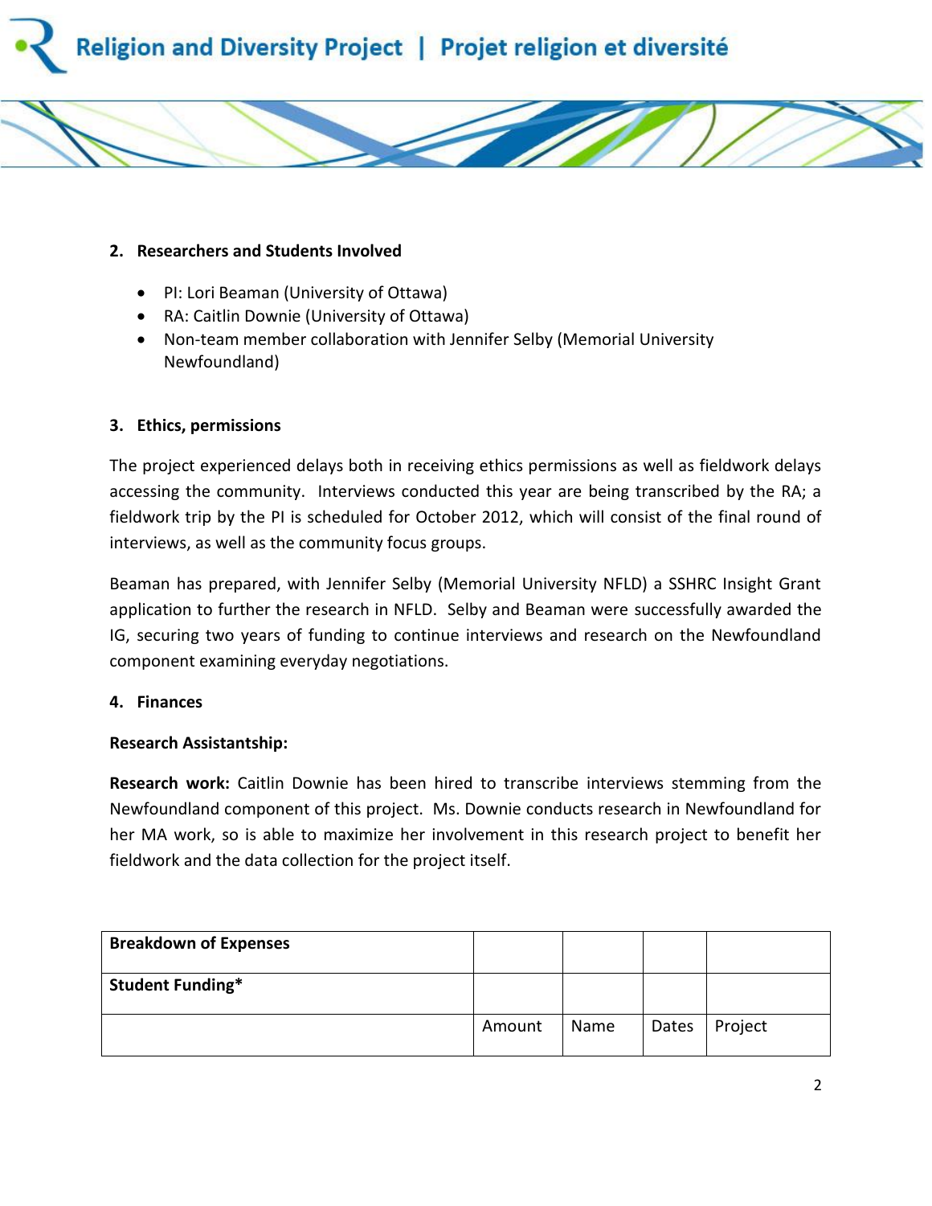## 2. Researchers and Students Involved

- PI: Lori Beaman (University of Ottawa)
- RA: Caitlin Downie (University of Ottawa)
- Non-team member collaboration with Jennifer Selby (Memorial University Newfoundland)

## 3. Ethics, permissions

The project experienced delays both in receiving ethics permissions as well as fieldwork delays accessing the community. Interviews conducted this year are being transcribed by the RA; a fieldwork trip by the PI is scheduled for October 2012, which will consist of the final round of interviews, as well as the community focus groups.

Beaman has prepared, with Jennifer Selby (Memorial University NFLD) a SSHRC Insight Grant application to further the research in NFLD. Selby and Beaman were successfully awarded the IG, securing two years of funding to continue interviews and research on the Newfoundland component examining everyday negotiations.

## 4. Finances

**Research Assistantship:**

**Research work:** Caitlin Downie has been hired to transcribe interviews stemming from the Newfoundland component of this project. Ms. Downie conducts research in Newfoundland for her MA work, so is able to maximize her involvement in this research project to benefit her fieldwork and the data collection for the project itself.

| **Breakdown of Expenses** | | | | |
|---|---|---|---|---|
| **Student Funding*** | | | | |
| | Amount | Name | Dates | Project |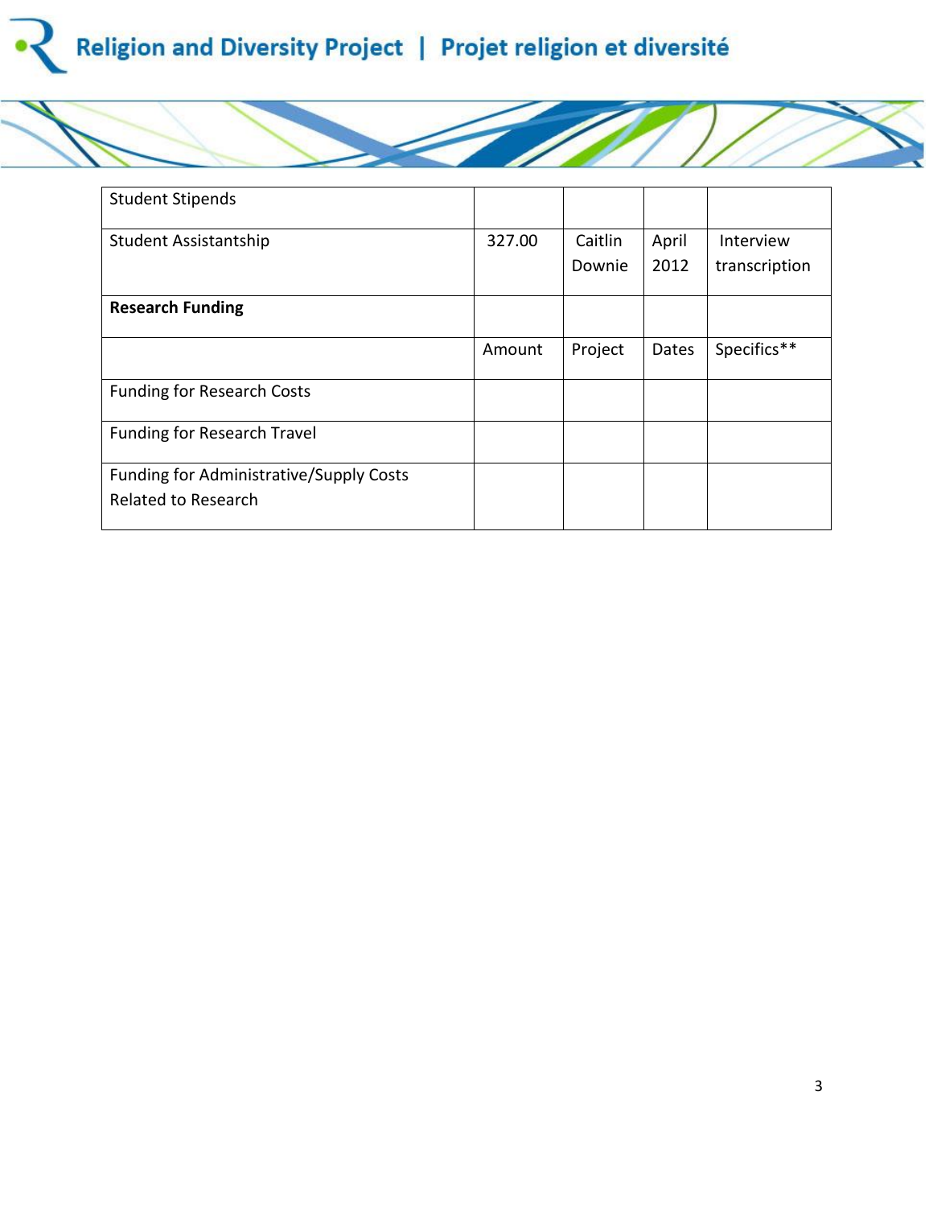| | | | | |
|---|---|---|---|---|
| Student Stipends | | | | |
| Student Assistantship | 327.00 | Caitlin Downie | April 2012 | Interview transcription |
| **Research Funding** | | | | |
| | Amount | Project | Dates | Specifics** |
| Funding for Research Costs | | | | |
| Funding for Research Travel | | | | |
| Funding for Administrative/Supply Costs Related to Research | | | | |